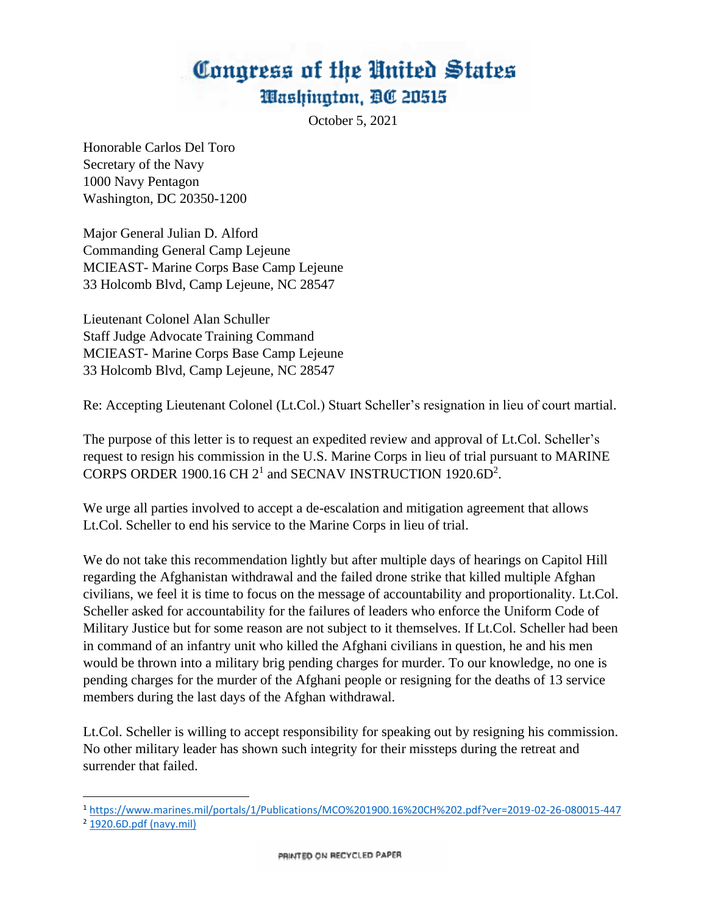# Congress of the United States
## Washington, DC 20515

October 5, 2021

Honorable Carlos Del Toro
Secretary of the Navy
1000 Navy Pentagon
Washington, DC 20350-1200

Major General Julian D. Alford
Commanding General Camp Lejeune
MCIEAST- Marine Corps Base Camp Lejeune
33 Holcomb Blvd, Camp Lejeune, NC 28547

Lieutenant Colonel Alan Schuller
Staff Judge Advocate Training Command
MCIEAST- Marine Corps Base Camp Lejeune
33 Holcomb Blvd, Camp Lejeune, NC 28547

Re: Accepting Lieutenant Colonel (Lt.Col.) Stuart Scheller's resignation in lieu of court martial.

The purpose of this letter is to request an expedited review and approval of Lt.Col. Scheller's request to resign his commission in the U.S. Marine Corps in lieu of trial pursuant to MARINE CORPS ORDER 1900.16 CH 2[1] and SECNAV INSTRUCTION 1920.6D[2].

We urge all parties involved to accept a de-escalation and mitigation agreement that allows Lt.Col. Scheller to end his service to the Marine Corps in lieu of trial.

We do not take this recommendation lightly but after multiple days of hearings on Capitol Hill regarding the Afghanistan withdrawal and the failed drone strike that killed multiple Afghan civilians, we feel it is time to focus on the message of accountability and proportionality. Lt.Col. Scheller asked for accountability for the failures of leaders who enforce the Uniform Code of Military Justice but for some reason are not subject to it themselves. If Lt.Col. Scheller had been in command of an infantry unit who killed the Afghani civilians in question, he and his men would be thrown into a military brig pending charges for murder. To our knowledge, no one is pending charges for the murder of the Afghani people or resigning for the deaths of 13 service members during the last days of the Afghan withdrawal.

Lt.Col. Scheller is willing to accept responsibility for speaking out by resigning his commission. No other military leader has shown such integrity for their missteps during the retreat and surrender that failed.

---

[1] https://www.marines.mil/portals/1/Publications/MCO%201900.16%20CH%202.pdf?ver=2019-02-26-080015-447

[2] 1920.6D.pdf (navy.mil)

PRINTED ON RECYCLED PAPER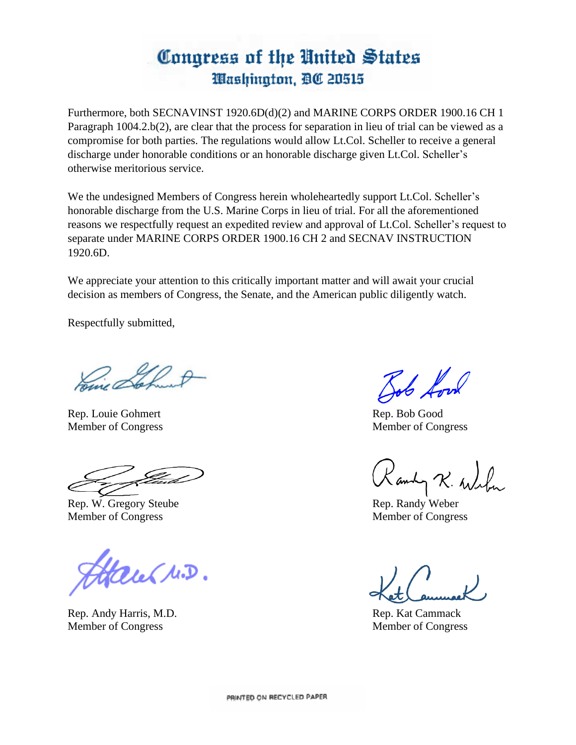# Congress of the United States
## Washington, DC 20515

Furthermore, both SECNAVINST 1920.6D(d)(2) and MARINE CORPS ORDER 1900.16 CH 1 Paragraph 1004.2.b(2), are clear that the process for separation in lieu of trial can be viewed as a compromise for both parties. The regulations would allow Lt.Col. Scheller to receive a general discharge under honorable conditions or an honorable discharge given Lt.Col. Scheller's otherwise meritorious service.

We the undesigned Members of Congress herein wholeheartedly support Lt.Col. Scheller's honorable discharge from the U.S. Marine Corps in lieu of trial. For all the aforementioned reasons we respectfully request an expedited review and approval of Lt.Col. Scheller's request to separate under MARINE CORPS ORDER 1900.16 CH 2 and SECNAV INSTRUCTION 1920.6D.

We appreciate your attention to this critically important matter and will await your crucial decision as members of Congress, the Senate, and the American public diligently watch.

Respectfully submitted,

Rep. Louie Gohmert
Member of Congress

Rep. Bob Good
Member of Congress

Rep. W. Gregory Steube
Member of Congress

Rep. Randy Weber
Member of Congress

Rep. Andy Harris, M.D.
Member of Congress

Rep. Kat Cammack
Member of Congress

PRINTED ON RECYCLED PAPER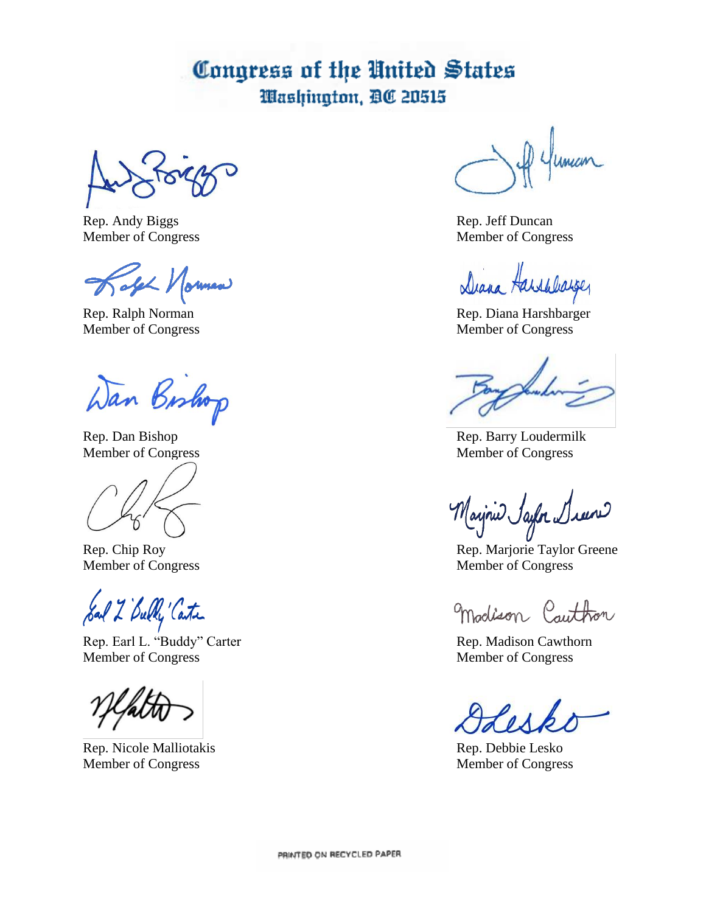# Congress of the United States
## Washington, DC 20515

Rep. Andy Biggs
Member of Congress

Rep. Jeff Duncan
Member of Congress

Rep. Ralph Norman
Member of Congress

Rep. Diana Harshbarger
Member of Congress

Rep. Dan Bishop
Member of Congress

Rep. Barry Loudermilk
Member of Congress

Rep. Chip Roy
Member of Congress

Rep. Marjorie Taylor Greene
Member of Congress

Rep. Earl L. "Buddy" Carter
Member of Congress

Rep. Madison Cawthorn
Member of Congress

Rep. Nicole Malliotakis
Member of Congress

Rep. Debbie Lesko
Member of Congress

PRINTED ON RECYCLED PAPER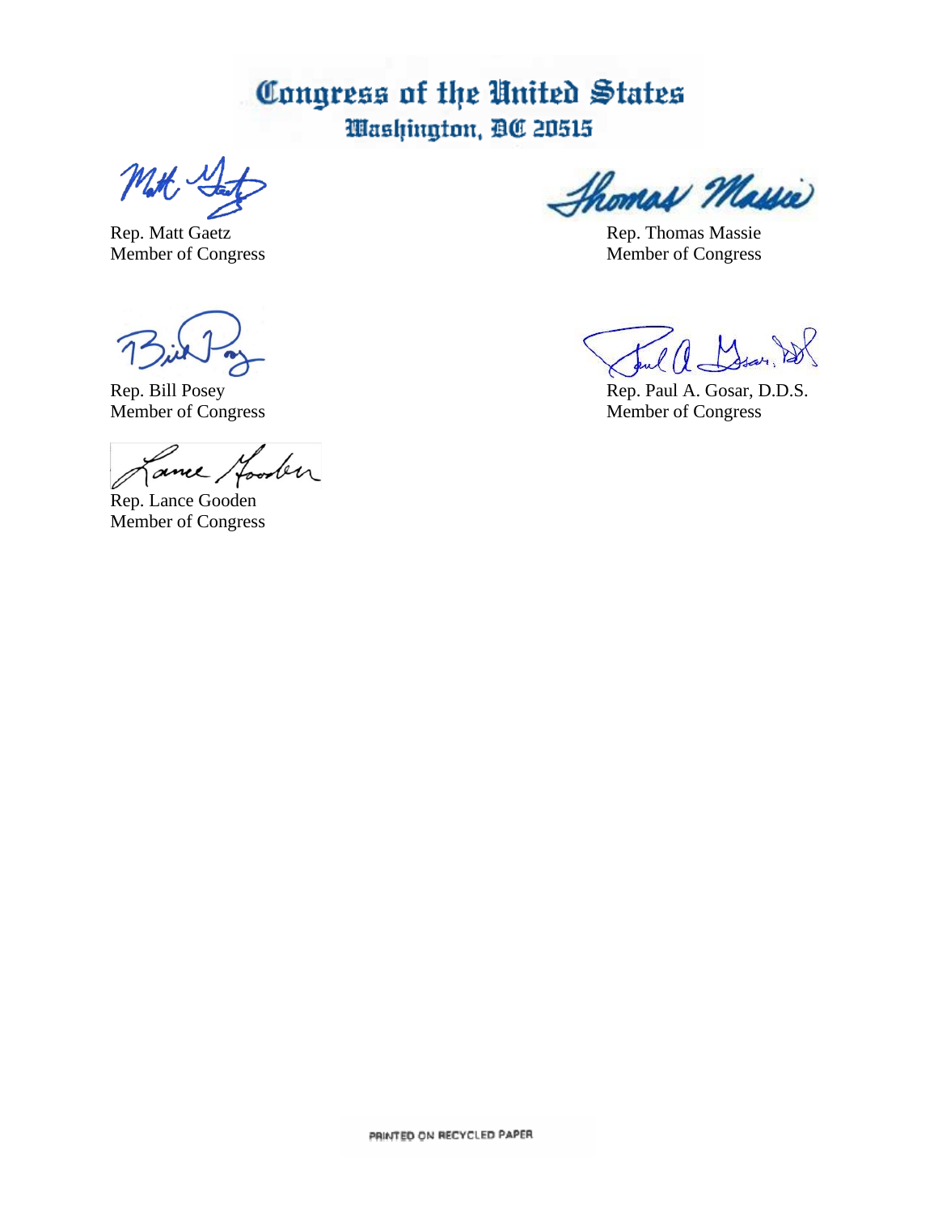# Congress of the United States
## Washington, DC 20515

Rep. Matt Gaetz
Member of Congress

Rep. Thomas Massie
Member of Congress

Rep. Bill Posey
Member of Congress

Rep. Paul A. Gosar, D.D.S.
Member of Congress

Rep. Lance Gooden
Member of Congress

PRINTED ON RECYCLED PAPER